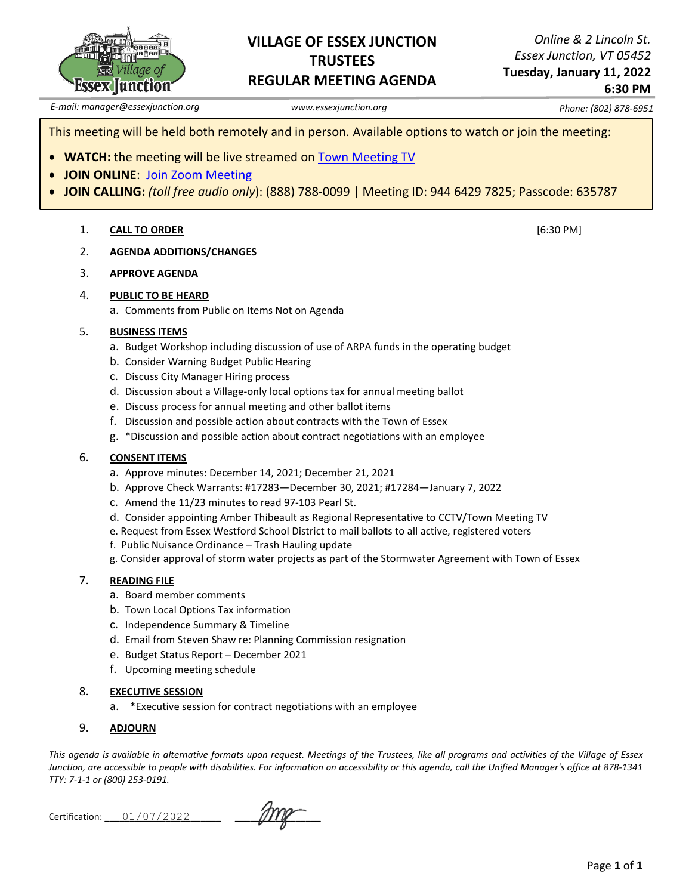# VILLAGE OF ESSEX JUNCTION TRUSTEES REGULAR MEETING AGENDA

*Online & 2 Lincoln St.*
*Essex Junction, VT 05452*
**Tuesday, January 11, 2022**
**6:30 PM**

*E-mail: manager@essexjunction.org* | *www.essexjunction.org* | *Phone: (802) 878-6951*

This meeting will be held both remotely and in person. Available options to watch or join the meeting:

- **WATCH:** the meeting will be live streamed on Town Meeting TV
- **JOIN ONLINE**: Join Zoom Meeting
- **JOIN CALLING:** *(toll free audio only)*: (888) 788-0099 | Meeting ID: 944 6429 7825; Passcode: 635787

1. **CALL TO ORDER** [6:30 PM]
2. **AGENDA ADDITIONS/CHANGES**
3. **APPROVE AGENDA**
4. **PUBLIC TO BE HEARD**
   a. Comments from Public on Items Not on Agenda
5. **BUSINESS ITEMS**
   a. Budget Workshop including discussion of use of ARPA funds in the operating budget
   b. Consider Warning Budget Public Hearing
   c. Discuss City Manager Hiring process
   d. Discussion about a Village-only local options tax for annual meeting ballot
   e. Discuss process for annual meeting and other ballot items
   f. Discussion and possible action about contracts with the Town of Essex
   g. *Discussion and possible action about contract negotiations with an employee
6. **CONSENT ITEMS**
   a. Approve minutes: December 14, 2021; December 21, 2021
   b. Approve Check Warrants: #17283—December 30, 2021; #17284—January 7, 2022
   c. Amend the 11/23 minutes to read 97-103 Pearl St.
   d. Consider appointing Amber Thibeault as Regional Representative to CCTV/Town Meeting TV
   e. Request from Essex Westford School District to mail ballots to all active, registered voters
   f. Public Nuisance Ordinance – Trash Hauling update
   g. Consider approval of storm water projects as part of the Stormwater Agreement with Town of Essex
7. **READING FILE**
   a. Board member comments
   b. Town Local Options Tax information
   c. Independence Summary & Timeline
   d. Email from Steven Shaw re: Planning Commission resignation
   e. Budget Status Report – December 2021
   f. Upcoming meeting schedule
8. **EXECUTIVE SESSION**
   a. *Executive session for contract negotiations with an employee
9. **ADJOURN**

*This agenda is available in alternative formats upon request. Meetings of the Trustees, like all programs and activities of the Village of Essex Junction, are accessible to people with disabilities. For information on accessibility or this agenda, call the Unified Manager's office at 878-1341 TTY: 7-1-1 or (800) 253-0191.*

Certification: 01/07/2022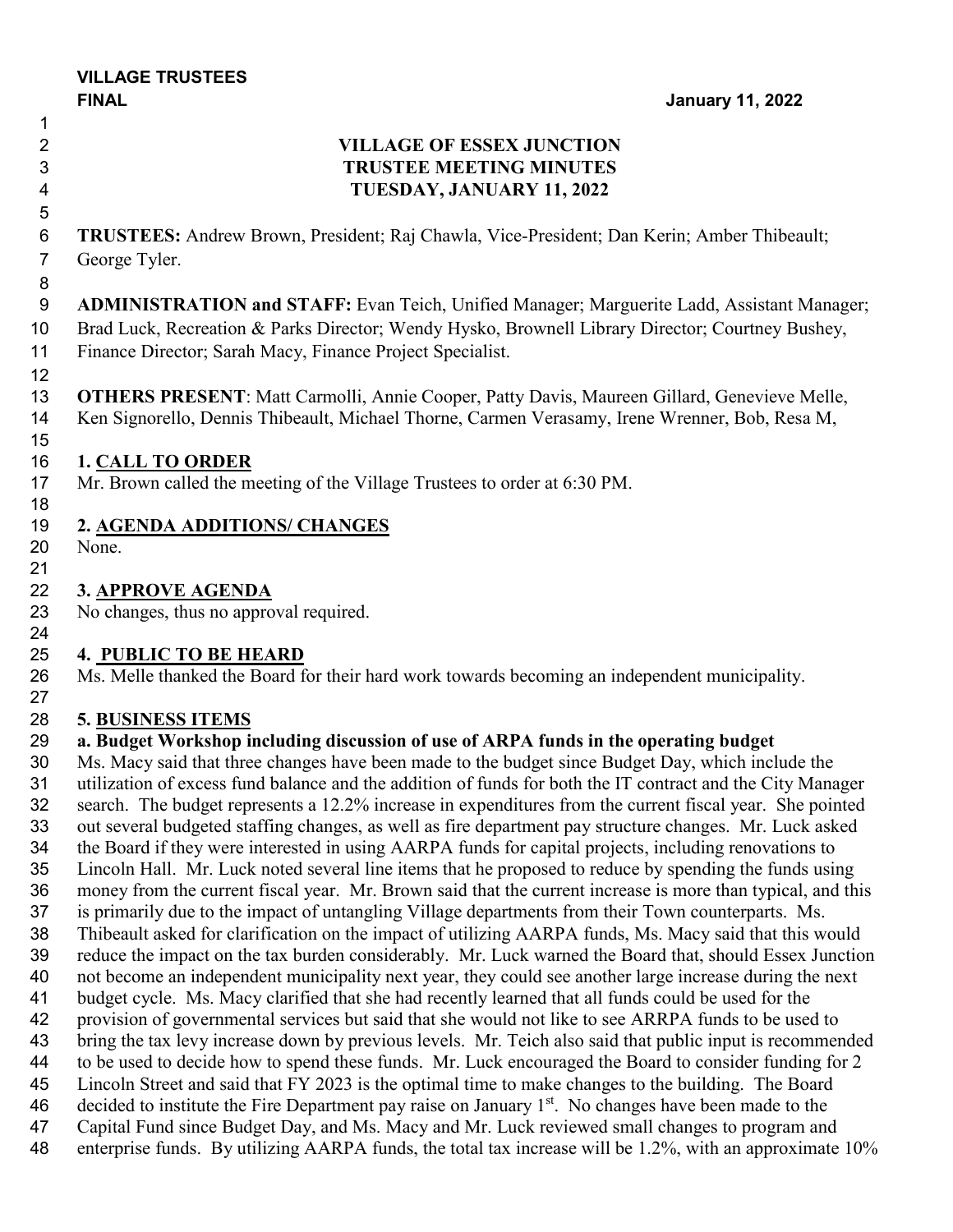**VILLAGE TRUSTEES**
**FINAL** **January 11, 2022**

**VILLAGE OF ESSEX JUNCTION**
**TRUSTEE MEETING MINUTES**
**TUESDAY, JANUARY 11, 2022**

**TRUSTEES:** Andrew Brown, President; Raj Chawla, Vice-President; Dan Kerin; Amber Thibeault; George Tyler.

**ADMINISTRATION and STAFF:** Evan Teich, Unified Manager; Marguerite Ladd, Assistant Manager; Brad Luck, Recreation & Parks Director; Wendy Hysko, Brownell Library Director; Courtney Bushey, Finance Director; Sarah Macy, Finance Project Specialist.

**OTHERS PRESENT**: Matt Carmolli, Annie Cooper, Patty Davis, Maureen Gillard, Genevieve Melle, Ken Signorello, Dennis Thibeault, Michael Thorne, Carmen Verasamy, Irene Wrenner, Bob, Resa M,

**1. CALL TO ORDER**
Mr. Brown called the meeting of the Village Trustees to order at 6:30 PM.

**2. AGENDA ADDITIONS/ CHANGES**
None.

**3. APPROVE AGENDA**
No changes, thus no approval required.

**4. PUBLIC TO BE HEARD**
Ms. Melle thanked the Board for their hard work towards becoming an independent municipality.

**5. BUSINESS ITEMS**
**a. Budget Workshop including discussion of use of ARPA funds in the operating budget**
Ms. Macy said that three changes have been made to the budget since Budget Day, which include the utilization of excess fund balance and the addition of funds for both the IT contract and the City Manager search. The budget represents a 12.2% increase in expenditures from the current fiscal year. She pointed out several budgeted staffing changes, as well as fire department pay structure changes. Mr. Luck asked the Board if they were interested in using AARPA funds for capital projects, including renovations to Lincoln Hall. Mr. Luck noted several line items that he proposed to reduce by spending the funds using money from the current fiscal year. Mr. Brown said that the current increase is more than typical, and this is primarily due to the impact of untangling Village departments from their Town counterparts. Ms. Thibeault asked for clarification on the impact of utilizing AARPA funds, Ms. Macy said that this would reduce the impact on the tax burden considerably. Mr. Luck warned the Board that, should Essex Junction not become an independent municipality next year, they could see another large increase during the next budget cycle. Ms. Macy clarified that she had recently learned that all funds could be used for the provision of governmental services but said that she would not like to see ARRPA funds to be used to bring the tax levy increase down by previous levels. Mr. Teich also said that public input is recommended to be used to decide how to spend these funds. Mr. Luck encouraged the Board to consider funding for 2 Lincoln Street and said that FY 2023 is the optimal time to make changes to the building. The Board decided to institute the Fire Department pay raise on January 1st. No changes have been made to the Capital Fund since Budget Day, and Ms. Macy and Mr. Luck reviewed small changes to program and enterprise funds. By utilizing AARPA funds, the total tax increase will be 1.2%, with an approximate 10%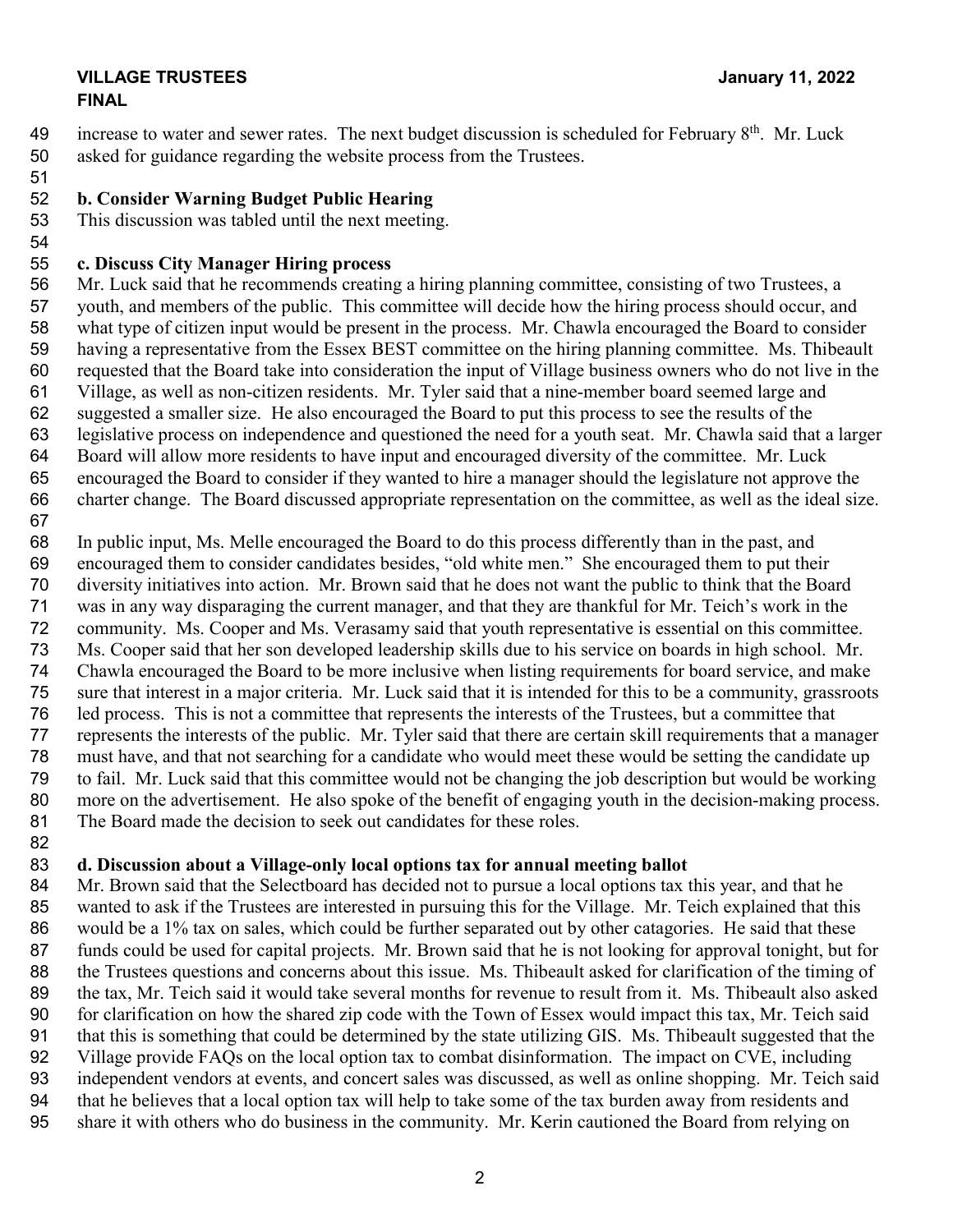increase to water and sewer rates. The next budget discussion is scheduled for February 8th. Mr. Luck asked for guidance regarding the website process from the Trustees.

**b. Consider Warning Budget Public Hearing**

This discussion was tabled until the next meeting.

**c. Discuss City Manager Hiring process**

Mr. Luck said that he recommends creating a hiring planning committee, consisting of two Trustees, a youth, and members of the public. This committee will decide how the hiring process should occur, and what type of citizen input would be present in the process. Mr. Chawla encouraged the Board to consider having a representative from the Essex BEST committee on the hiring planning committee. Ms. Thibeault requested that the Board take into consideration the input of Village business owners who do not live in the Village, as well as non-citizen residents. Mr. Tyler said that a nine-member board seemed large and suggested a smaller size. He also encouraged the Board to put this process to see the results of the legislative process on independence and questioned the need for a youth seat. Mr. Chawla said that a larger Board will allow more residents to have input and encouraged diversity of the committee. Mr. Luck encouraged the Board to consider if they wanted to hire a manager should the legislature not approve the charter change. The Board discussed appropriate representation on the committee, as well as the ideal size.

In public input, Ms. Melle encouraged the Board to do this process differently than in the past, and encouraged them to consider candidates besides, "old white men." She encouraged them to put their diversity initiatives into action. Mr. Brown said that he does not want the public to think that the Board was in any way disparaging the current manager, and that they are thankful for Mr. Teich's work in the community. Ms. Cooper and Ms. Verasamy said that youth representative is essential on this committee. Ms. Cooper said that her son developed leadership skills due to his service on boards in high school. Mr. Chawla encouraged the Board to be more inclusive when listing requirements for board service, and make sure that interest in a major criteria. Mr. Luck said that it is intended for this to be a community, grassroots led process. This is not a committee that represents the interests of the Trustees, but a committee that represents the interests of the public. Mr. Tyler said that there are certain skill requirements that a manager must have, and that not searching for a candidate who would meet these would be setting the candidate up to fail. Mr. Luck said that this committee would not be changing the job description but would be working more on the advertisement. He also spoke of the benefit of engaging youth in the decision-making process. The Board made the decision to seek out candidates for these roles.

**d. Discussion about a Village-only local options tax for annual meeting ballot**

Mr. Brown said that the Selectboard has decided not to pursue a local options tax this year, and that he wanted to ask if the Trustees are interested in pursuing this for the Village. Mr. Teich explained that this would be a 1% tax on sales, which could be further separated out by other catagories. He said that these funds could be used for capital projects. Mr. Brown said that he is not looking for approval tonight, but for the Trustees questions and concerns about this issue. Ms. Thibeault asked for clarification of the timing of the tax, Mr. Teich said it would take several months for revenue to result from it. Ms. Thibeault also asked for clarification on how the shared zip code with the Town of Essex would impact this tax, Mr. Teich said that this is something that could be determined by the state utilizing GIS. Ms. Thibeault suggested that the Village provide FAQs on the local option tax to combat disinformation. The impact on CVE, including independent vendors at events, and concert sales was discussed, as well as online shopping. Mr. Teich said that he believes that a local option tax will help to take some of the tax burden away from residents and share it with others who do business in the community. Mr. Kerin cautioned the Board from relying on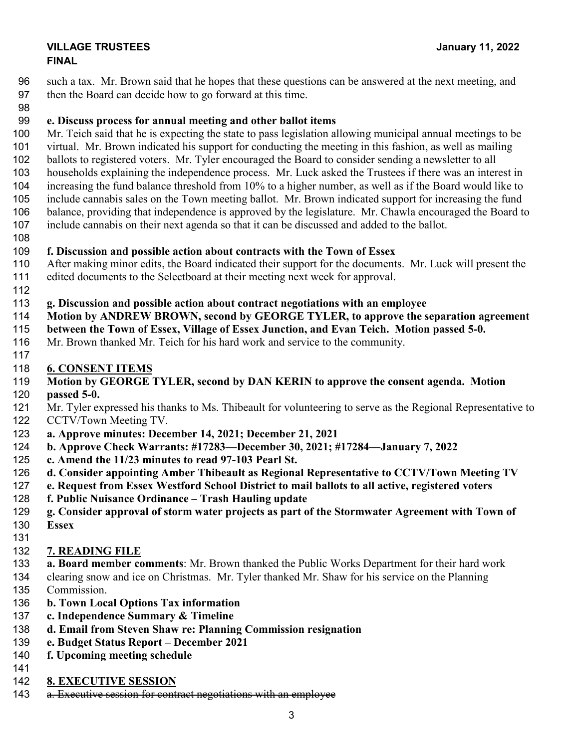such a tax. Mr. Brown said that he hopes that these questions can be answered at the next meeting, and then the Board can decide how to go forward at this time.

**e. Discuss process for annual meeting and other ballot items**

Mr. Teich said that he is expecting the state to pass legislation allowing municipal annual meetings to be virtual. Mr. Brown indicated his support for conducting the meeting in this fashion, as well as mailing ballots to registered voters. Mr. Tyler encouraged the Board to consider sending a newsletter to all households explaining the independence process. Mr. Luck asked the Trustees if there was an interest in increasing the fund balance threshold from 10% to a higher number, as well as if the Board would like to include cannabis sales on the Town meeting ballot. Mr. Brown indicated support for increasing the fund balance, providing that independence is approved by the legislature. Mr. Chawla encouraged the Board to include cannabis on their next agenda so that it can be discussed and added to the ballot.

**f. Discussion and possible action about contracts with the Town of Essex**

After making minor edits, the Board indicated their support for the documents. Mr. Luck will present the edited documents to the Selectboard at their meeting next week for approval.

**g. Discussion and possible action about contract negotiations with an employee**

**Motion by ANDREW BROWN, second by GEORGE TYLER, to approve the separation agreement between the Town of Essex, Village of Essex Junction, and Evan Teich. Motion passed 5-0.**

Mr. Brown thanked Mr. Teich for his hard work and service to the community.

## 6. CONSENT ITEMS

**Motion by GEORGE TYLER, second by DAN KERIN to approve the consent agenda. Motion passed 5-0.**

Mr. Tyler expressed his thanks to Ms. Thibeault for volunteering to serve as the Regional Representative to CCTV/Town Meeting TV.

**a. Approve minutes: December 14, 2021; December 21, 2021**
**b. Approve Check Warrants: #17283—December 30, 2021; #17284—January 7, 2022**
**c. Amend the 11/23 minutes to read 97-103 Pearl St.**
**d. Consider appointing Amber Thibeault as Regional Representative to CCTV/Town Meeting TV**
**e. Request from Essex Westford School District to mail ballots to all active, registered voters**
**f. Public Nuisance Ordinance – Trash Hauling update**
**g. Consider approval of storm water projects as part of the Stormwater Agreement with Town of Essex**

## 7. READING FILE

**a. Board member comments**: Mr. Brown thanked the Public Works Department for their hard work clearing snow and ice on Christmas. Mr. Tyler thanked Mr. Shaw for his service on the Planning Commission.

**b. Town Local Options Tax information**
**c. Independence Summary & Timeline**
**d. Email from Steven Shaw re: Planning Commission resignation**
**e. Budget Status Report – December 2021**
**f. Upcoming meeting schedule**

## 8. EXECUTIVE SESSION

~~a. Executive session for contract negotiations with an employee~~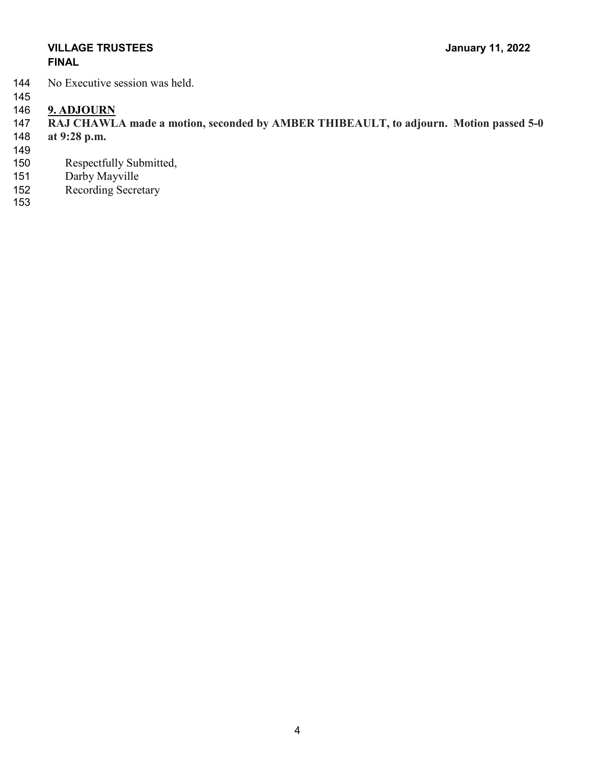No Executive session was held.

## 9. ADJOURN

**RAJ CHAWLA made a motion, seconded by AMBER THIBEAULT, to adjourn. Motion passed 5-0 at 9:28 p.m.**

Respectfully Submitted,
Darby Mayville
Recording Secretary